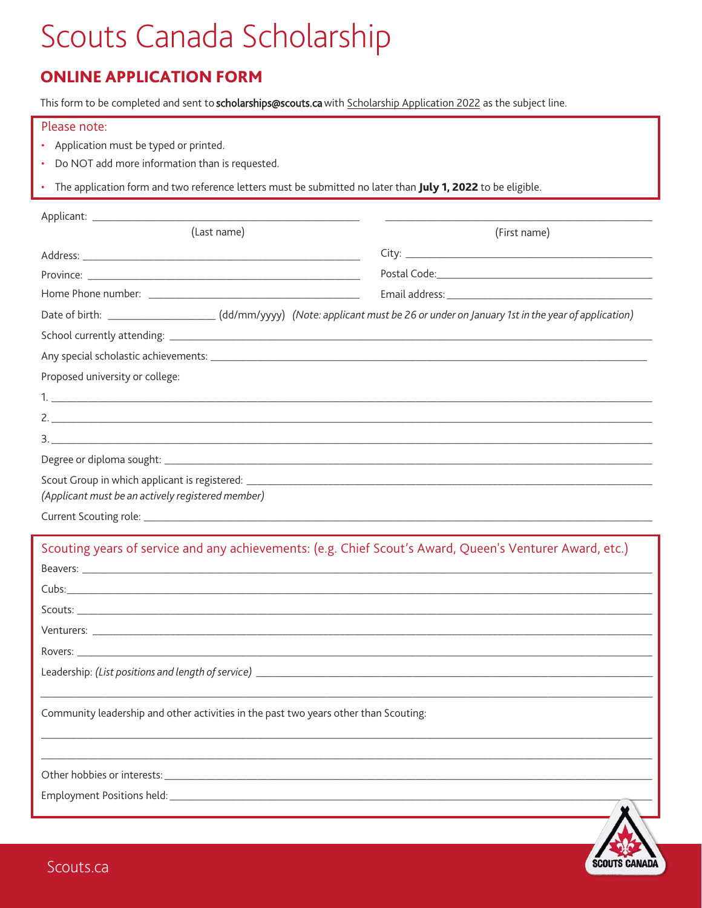# Scouts Canada Scholarship

## ONLINE APPLICATION FORM

This form to be completed and sent to **scholarships@scouts.ca** with Scholarship Application 2022 as the subject line.

Please note:

- Application must be typed or printed.
- Do NOT add more information than is requested.
- The application form and two reference letters must be submitted no later than **July 1, 2022** to be eligible.

Applicant: ______________________________ ______________________________
(Last name) (First name)

Address: ______________________________ City: ______________________________

Province: ______________________________ Postal Code: ______________________________

Home Phone number: ______________________________ Email address: ______________________________

Date of birth: ______________ (dd/mm/yyyy) *(Note: applicant must be 26 or under on January 1st in the year of application)*

School currently attending: ______________________________

Any special scholastic achievements: ______________________________

Proposed university or college:

1. ______________________________
2. ______________________________
3. ______________________________

Degree or diploma sought: ______________________________

Scout Group in which applicant is registered: ______________________________
*(Applicant must be an actively registered member)*

Current Scouting role: ______________________________

### Scouting years of service and any achievements: (e.g. Chief Scout's Award, Queen's Venturer Award, etc.)

Beavers: ______________________________

Cubs: ______________________________

Scouts: ______________________________

Venturers: ______________________________

Rovers: ______________________________

Leadership: *(List positions and length of service)* ______________________________

______________________________

Community leadership and other activities in the past two years other than Scouting:

______________________________

______________________________

Other hobbies or interests: ______________________________

Employment Positions held: ______________________________

Scouts.ca

SCOUTS CANADA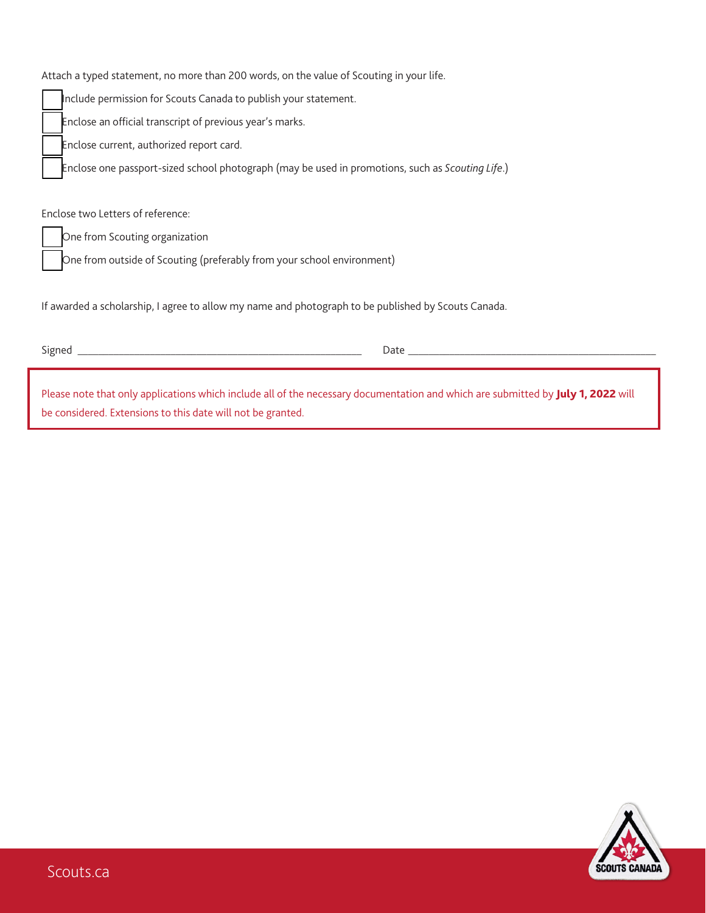Attach a typed statement, no more than 200 words, on the value of Scouting in your life.

- [ ] Include permission for Scouts Canada to publish your statement.
- [ ] Enclose an official transcript of previous year's marks.
- [ ] Enclose current, authorized report card.
- [ ] Enclose one passport-sized school photograph (may be used in promotions, such as *Scouting Life*.)

Enclose two Letters of reference:

- [ ] One from Scouting organization
- [ ] One from outside of Scouting (preferably from your school environment)

If awarded a scholarship, I agree to allow my name and photograph to be published by Scouts Canada.

Signed ____________________________________________ Date ____________________________________________

Please note that only applications which include all of the necessary documentation and which are submitted by **July 1, 2022** will be considered. Extensions to this date will not be granted.

Scouts.ca

SCOUTS CANADA